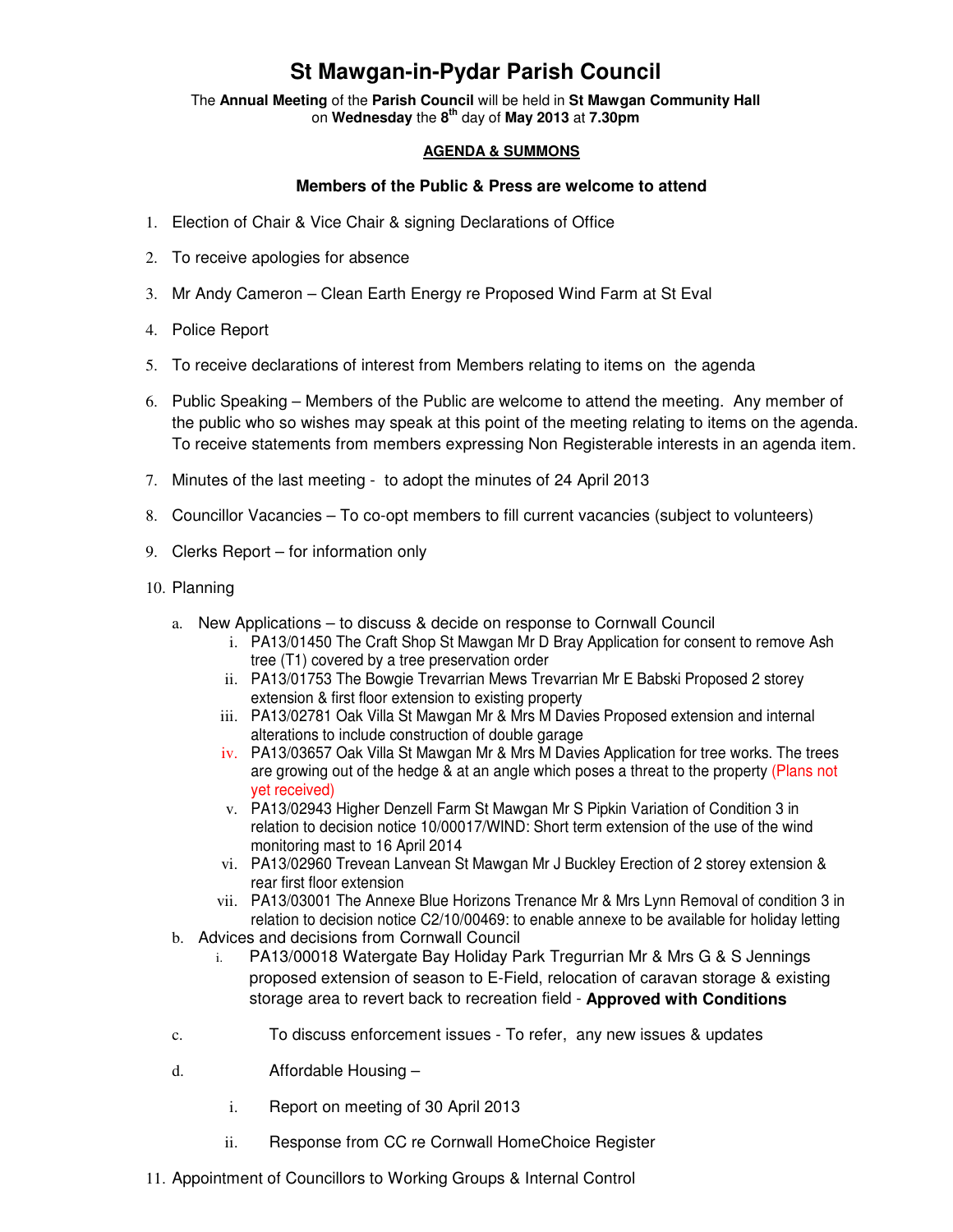# St Mawgan-in-Pydar Parish Council

The **Annual Meeting** of the **Parish Council** will be held in **St Mawgan Community Hall** on **Wednesday** the **8th** day of **May 2013** at **7.30pm**

**AGENDA & SUMMONS**

**Members of the Public & Press are welcome to attend**

1. Election of Chair & Vice Chair & signing Declarations of Office
2. To receive apologies for absence
3. Mr Andy Cameron – Clean Earth Energy re Proposed Wind Farm at St Eval
4. Police Report
5. To receive declarations of interest from Members relating to items on the agenda
6. Public Speaking – Members of the Public are welcome to attend the meeting. Any member of the public who so wishes may speak at this point of the meeting relating to items on the agenda. To receive statements from members expressing Non Registerable interests in an agenda item.
7. Minutes of the last meeting - to adopt the minutes of 24 April 2013
8. Councillor Vacancies – To co-opt members to fill current vacancies (subject to volunteers)
9. Clerks Report – for information only
10. Planning
    a. New Applications – to discuss & decide on response to Cornwall Council
        i. PA13/01450 The Craft Shop St Mawgan Mr D Bray Application for consent to remove Ash tree (T1) covered by a tree preservation order
        ii. PA13/01753 The Bowgie Trevarrian Mews Trevarrian Mr E Babski Proposed 2 storey extension & first floor extension to existing property
        iii. PA13/02781 Oak Villa St Mawgan Mr & Mrs M Davies Proposed extension and internal alterations to include construction of double garage
        iv. PA13/03657 Oak Villa St Mawgan Mr & Mrs M Davies Application for tree works. The trees are growing out of the hedge & at an angle which poses a threat to the property (Plans not yet received)
        v. PA13/02943 Higher Denzell Farm St Mawgan Mr S Pipkin Variation of Condition 3 in relation to decision notice 10/00017/WIND: Short term extension of the use of the wind monitoring mast to 16 April 2014
        vi. PA13/02960 Trevean Lanvean St Mawgan Mr J Buckley Erection of 2 storey extension & rear first floor extension
        vii. PA13/03001 The Annexe Blue Horizons Trenance Mr & Mrs Lynn Removal of condition 3 in relation to decision notice C2/10/00469: to enable annexe to be available for holiday letting
    b. Advices and decisions from Cornwall Council
        i. PA13/00018 Watergate Bay Holiday Park Tregurrian Mr & Mrs G & S Jennings proposed extension of season to E-Field, relocation of caravan storage & existing storage area to revert back to recreation field - **Approved with Conditions**
    c. To discuss enforcement issues - To refer, any new issues & updates
    d. Affordable Housing –
        i. Report on meeting of 30 April 2013
        ii. Response from CC re Cornwall HomeChoice Register
11. Appointment of Councillors to Working Groups & Internal Control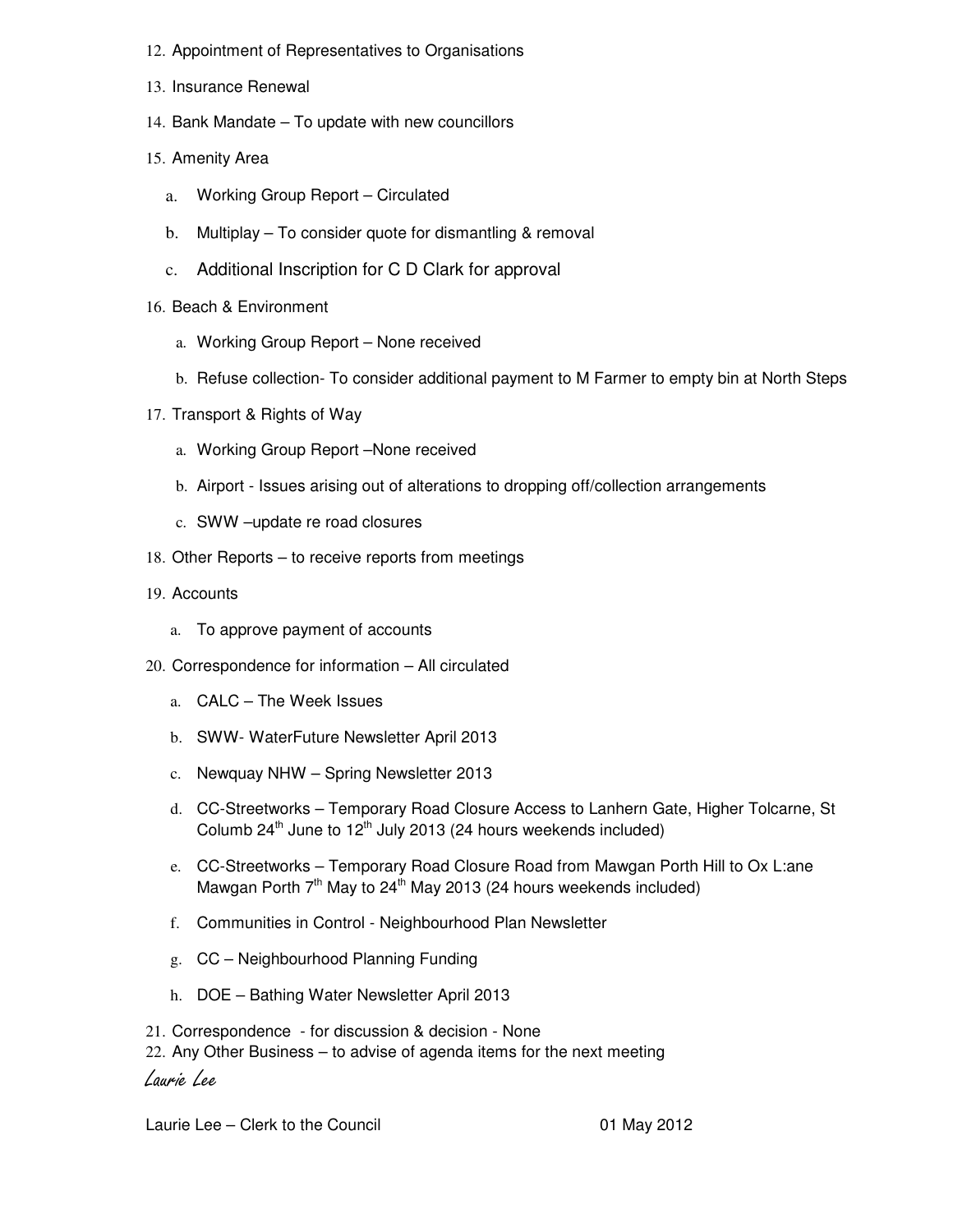12. Appointment of Representatives to Organisations
13. Insurance Renewal
14. Bank Mandate – To update with new councillors
15. Amenity Area
    a. Working Group Report – Circulated
    b. Multiplay – To consider quote for dismantling & removal
    c. Additional Inscription for C D Clark for approval
16. Beach & Environment
    a. Working Group Report – None received
    b. Refuse collection- To consider additional payment to M Farmer to empty bin at North Steps
17. Transport & Rights of Way
    a. Working Group Report –None received
    b. Airport - Issues arising out of alterations to dropping off/collection arrangements
    c. SWW –update re road closures
18. Other Reports – to receive reports from meetings
19. Accounts
    a. To approve payment of accounts
20. Correspondence for information – All circulated
    a. CALC – The Week Issues
    b. SWW- WaterFuture Newsletter April 2013
    c. Newquay NHW – Spring Newsletter 2013
    d. CC-Streetworks – Temporary Road Closure Access to Lanhern Gate, Higher Tolcarne, St Columb 24th June to 12th July 2013 (24 hours weekends included)
    e. CC-Streetworks – Temporary Road Closure Road from Mawgan Porth Hill to Ox L:ane Mawgan Porth 7th May to 24th May 2013 (24 hours weekends included)
    f. Communities in Control - Neighbourhood Plan Newsletter
    g. CC – Neighbourhood Planning Funding
    h. DOE – Bathing Water Newsletter April 2013
21. Correspondence - for discussion & decision - None
22. Any Other Business – to advise of agenda items for the next meeting

*Laurie Lee*

Laurie Lee – Clerk to the Council 01 May 2012